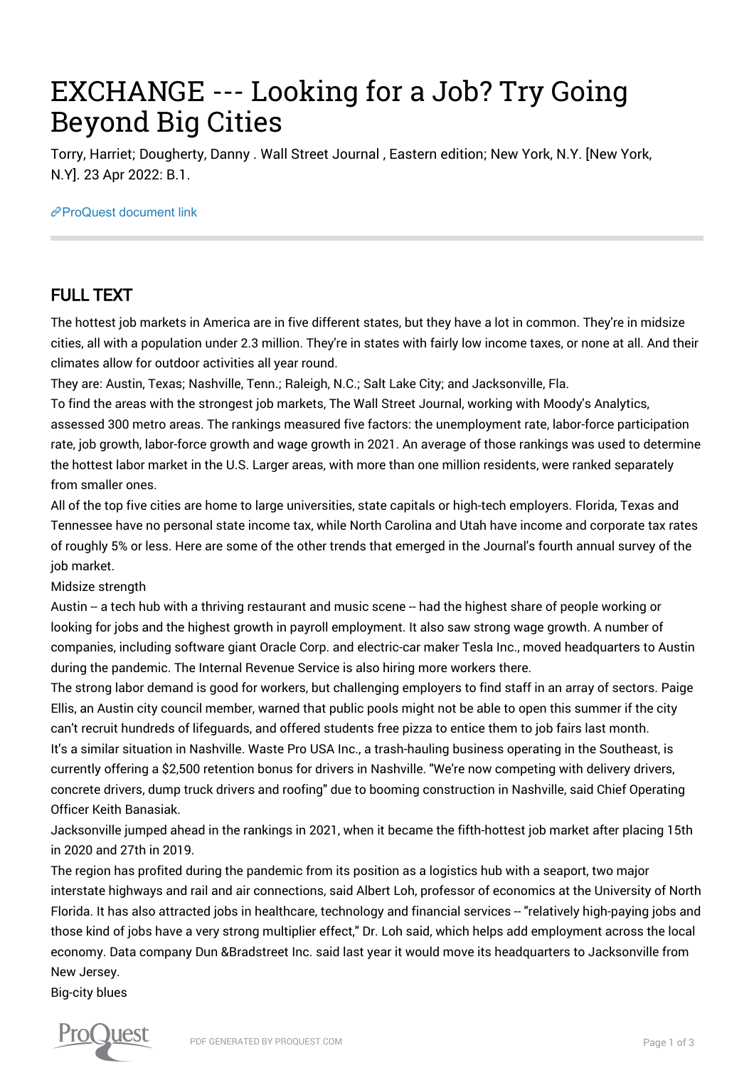# EXCHANGE --- Looking for a Job? Try Going Beyond Big Cities

Torry, Harriet; Dougherty, Danny . Wall Street Journal , Eastern edition; New York, N.Y. [New York, N.Y]. 23 Apr 2022: B.1.

ProQuest document link

## FULL TEXT

The hottest job markets in America are in five different states, but they have a lot in common. They're in midsize cities, all with a population under 2.3 million. They're in states with fairly low income taxes, or none at all. And their climates allow for outdoor activities all year round.

They are: Austin, Texas; Nashville, Tenn.; Raleigh, N.C.; Salt Lake City; and Jacksonville, Fla.

To find the areas with the strongest job markets, The Wall Street Journal, working with Moody's Analytics, assessed 300 metro areas. The rankings measured five factors: the unemployment rate, labor-force participation rate, job growth, labor-force growth and wage growth in 2021. An average of those rankings was used to determine the hottest labor market in the U.S. Larger areas, with more than one million residents, were ranked separately from smaller ones.

All of the top five cities are home to large universities, state capitals or high-tech employers. Florida, Texas and Tennessee have no personal state income tax, while North Carolina and Utah have income and corporate tax rates of roughly 5% or less. Here are some of the other trends that emerged in the Journal's fourth annual survey of the job market.

Midsize strength

Austin -- a tech hub with a thriving restaurant and music scene -- had the highest share of people working or looking for jobs and the highest growth in payroll employment. It also saw strong wage growth. A number of companies, including software giant Oracle Corp. and electric-car maker Tesla Inc., moved headquarters to Austin during the pandemic. The Internal Revenue Service is also hiring more workers there.

The strong labor demand is good for workers, but challenging employers to find staff in an array of sectors. Paige Ellis, an Austin city council member, warned that public pools might not be able to open this summer if the city can't recruit hundreds of lifeguards, and offered students free pizza to entice them to job fairs last month.

It's a similar situation in Nashville. Waste Pro USA Inc., a trash-hauling business operating in the Southeast, is currently offering a $2,500 retention bonus for drivers in Nashville. "We're now competing with delivery drivers, concrete drivers, dump truck drivers and roofing" due to booming construction in Nashville, said Chief Operating Officer Keith Banasiak.

Jacksonville jumped ahead in the rankings in 2021, when it became the fifth-hottest job market after placing 15th in 2020 and 27th in 2019.

The region has profited during the pandemic from its position as a logistics hub with a seaport, two major interstate highways and rail and air connections, said Albert Loh, professor of economics at the University of North Florida. It has also attracted jobs in healthcare, technology and financial services -- "relatively high-paying jobs and those kind of jobs have a very strong multiplier effect," Dr. Loh said, which helps add employment across the local economy. Data company Dun &Bradstreet Inc. said last year it would move its headquarters to Jacksonville from New Jersey.

Big-city blues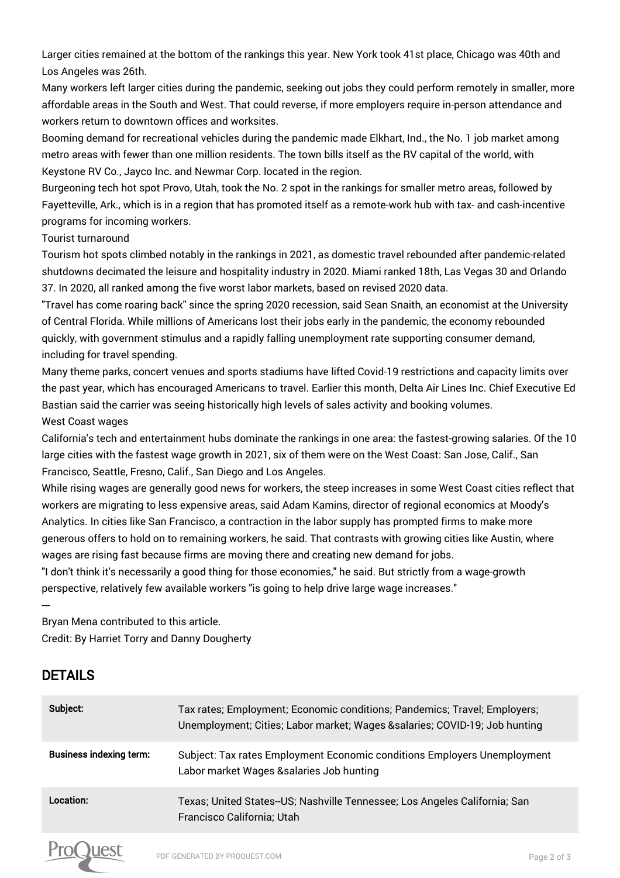Larger cities remained at the bottom of the rankings this year. New York took 41st place, Chicago was 40th and Los Angeles was 26th.

Many workers left larger cities during the pandemic, seeking out jobs they could perform remotely in smaller, more affordable areas in the South and West. That could reverse, if more employers require in-person attendance and workers return to downtown offices and worksites.

Booming demand for recreational vehicles during the pandemic made Elkhart, Ind., the No. 1 job market among metro areas with fewer than one million residents. The town bills itself as the RV capital of the world, with Keystone RV Co., Jayco Inc. and Newmar Corp. located in the region.

Burgeoning tech hot spot Provo, Utah, took the No. 2 spot in the rankings for smaller metro areas, followed by Fayetteville, Ark., which is in a region that has promoted itself as a remote-work hub with tax- and cash-incentive programs for incoming workers.

Tourist turnaround

Tourism hot spots climbed notably in the rankings in 2021, as domestic travel rebounded after pandemic-related shutdowns decimated the leisure and hospitality industry in 2020. Miami ranked 18th, Las Vegas 30 and Orlando 37. In 2020, all ranked among the five worst labor markets, based on revised 2020 data.

"Travel has come roaring back" since the spring 2020 recession, said Sean Snaith, an economist at the University of Central Florida. While millions of Americans lost their jobs early in the pandemic, the economy rebounded quickly, with government stimulus and a rapidly falling unemployment rate supporting consumer demand, including for travel spending.

Many theme parks, concert venues and sports stadiums have lifted Covid-19 restrictions and capacity limits over the past year, which has encouraged Americans to travel. Earlier this month, Delta Air Lines Inc. Chief Executive Ed Bastian said the carrier was seeing historically high levels of sales activity and booking volumes.

West Coast wages

California's tech and entertainment hubs dominate the rankings in one area: the fastest-growing salaries. Of the 10 large cities with the fastest wage growth in 2021, six of them were on the West Coast: San Jose, Calif., San Francisco, Seattle, Fresno, Calif., San Diego and Los Angeles.

While rising wages are generally good news for workers, the steep increases in some West Coast cities reflect that workers are migrating to less expensive areas, said Adam Kamins, director of regional economics at Moody's Analytics. In cities like San Francisco, a contraction in the labor supply has prompted firms to make more generous offers to hold on to remaining workers, he said. That contrasts with growing cities like Austin, where wages are rising fast because firms are moving there and creating new demand for jobs.

"I don't think it's necessarily a good thing for those economies," he said. But strictly from a wage-growth perspective, relatively few available workers "is going to help drive large wage increases."

---

Bryan Mena contributed to this article.

Credit: By Harriet Torry and Danny Dougherty

## DETAILS

| | |
|---|---|
| **Subject:** | Tax rates; Employment; Economic conditions; Pandemics; Travel; Employers; Unemployment; Cities; Labor market; Wages &salaries; COVID-19; Job hunting |
| **Business indexing term:** | Subject: Tax rates Employment Economic conditions Employers Unemployment Labor market Wages &salaries Job hunting |
| **Location:** | Texas; United States--US; Nashville Tennessee; Los Angeles California; San Francisco California; Utah |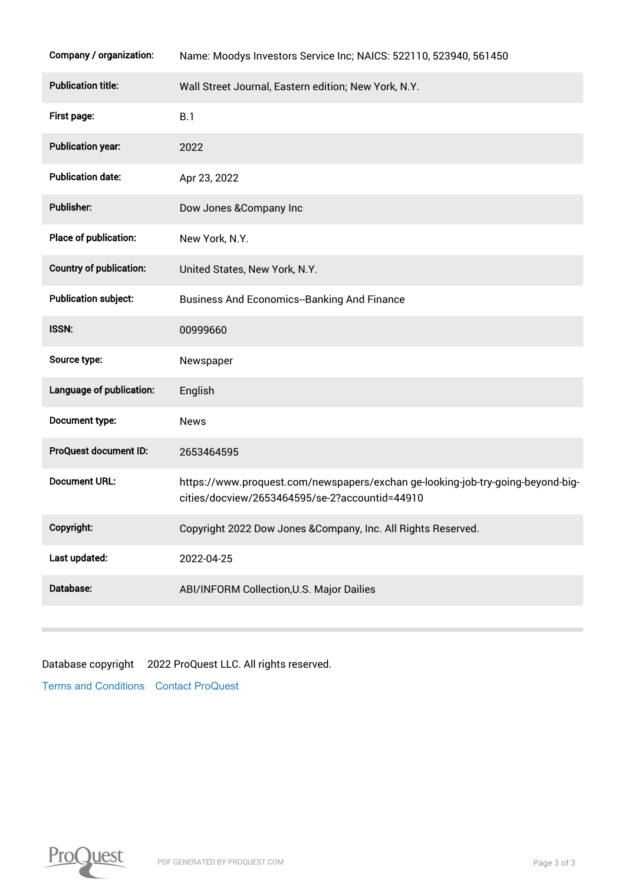| | |
|---|---|
| **Company / organization:** | Name: Moodys Investors Service Inc; NAICS: 522110, 523940, 561450 |
| **Publication title:** | Wall Street Journal, Eastern edition; New York, N.Y. |
| **First page:** | B.1 |
| **Publication year:** | 2022 |
| **Publication date:** | Apr 23, 2022 |
| **Publisher:** | Dow Jones &Company Inc |
| **Place of publication:** | New York, N.Y. |
| **Country of publication:** | United States, New York, N.Y. |
| **Publication subject:** | Business And Economics--Banking And Finance |
| **ISSN:** | 00999660 |
| **Source type:** | Newspaper |
| **Language of publication:** | English |
| **Document type:** | News |
| **ProQuest document ID:** | 2653464595 |
| **Document URL:** | https://www.proquest.com/newspapers/exchan ge-looking-job-try-going-beyond-big-cities/docview/2653464595/se-2?accountid=44910 |
| **Copyright:** | Copyright 2022 Dow Jones &Company, Inc. All Rights Reserved. |
| **Last updated:** | 2022-04-25 |
| **Database:** | ABI/INFORM Collection,U.S. Major Dailies |

Database copyright 2022 ProQuest LLC. All rights reserved.

Terms and Conditions Contact ProQuest